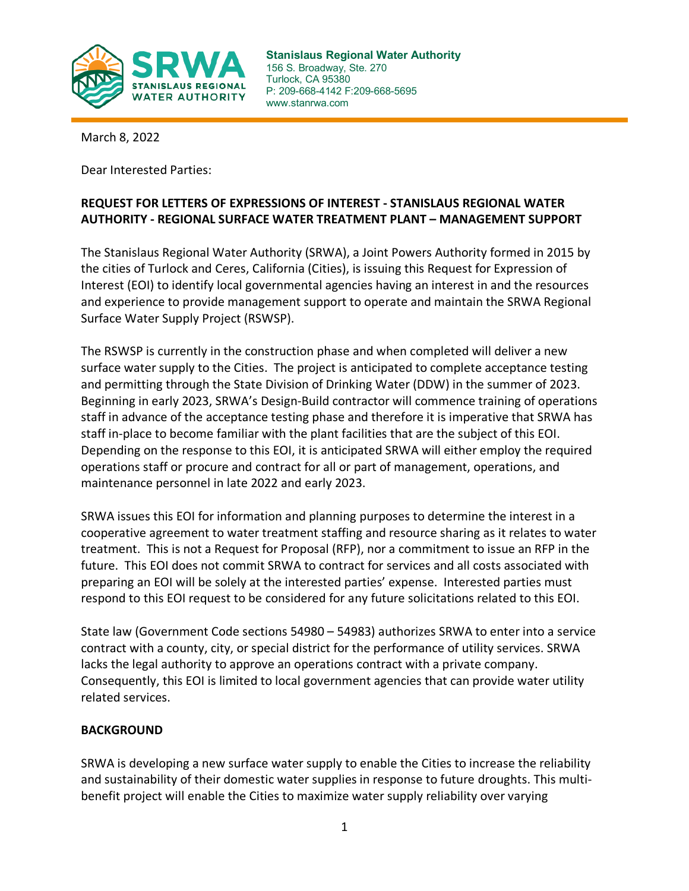**Stanislaus Regional Water Authority**
156 S. Broadway, Ste. 270
Turlock, CA 95380
P: 209-668-4142 F:209-668-5695
www.stanrwa.com

March 8, 2022

Dear Interested Parties:

**REQUEST FOR LETTERS OF EXPRESSIONS OF INTEREST - STANISLAUS REGIONAL WATER AUTHORITY - REGIONAL SURFACE WATER TREATMENT PLANT – MANAGEMENT SUPPORT**

The Stanislaus Regional Water Authority (SRWA), a Joint Powers Authority formed in 2015 by the cities of Turlock and Ceres, California (Cities), is issuing this Request for Expression of Interest (EOI) to identify local governmental agencies having an interest in and the resources and experience to provide management support to operate and maintain the SRWA Regional Surface Water Supply Project (RSWSP).

The RSWSP is currently in the construction phase and when completed will deliver a new surface water supply to the Cities. The project is anticipated to complete acceptance testing and permitting through the State Division of Drinking Water (DDW) in the summer of 2023. Beginning in early 2023, SRWA's Design-Build contractor will commence training of operations staff in advance of the acceptance testing phase and therefore it is imperative that SRWA has staff in-place to become familiar with the plant facilities that are the subject of this EOI. Depending on the response to this EOI, it is anticipated SRWA will either employ the required operations staff or procure and contract for all or part of management, operations, and maintenance personnel in late 2022 and early 2023.

SRWA issues this EOI for information and planning purposes to determine the interest in a cooperative agreement to water treatment staffing and resource sharing as it relates to water treatment. This is not a Request for Proposal (RFP), nor a commitment to issue an RFP in the future. This EOI does not commit SRWA to contract for services and all costs associated with preparing an EOI will be solely at the interested parties' expense. Interested parties must respond to this EOI request to be considered for any future solicitations related to this EOI.

State law (Government Code sections 54980 – 54983) authorizes SRWA to enter into a service contract with a county, city, or special district for the performance of utility services. SRWA lacks the legal authority to approve an operations contract with a private company. Consequently, this EOI is limited to local government agencies that can provide water utility related services.

**BACKGROUND**

SRWA is developing a new surface water supply to enable the Cities to increase the reliability and sustainability of their domestic water supplies in response to future droughts. This multi-benefit project will enable the Cities to maximize water supply reliability over varying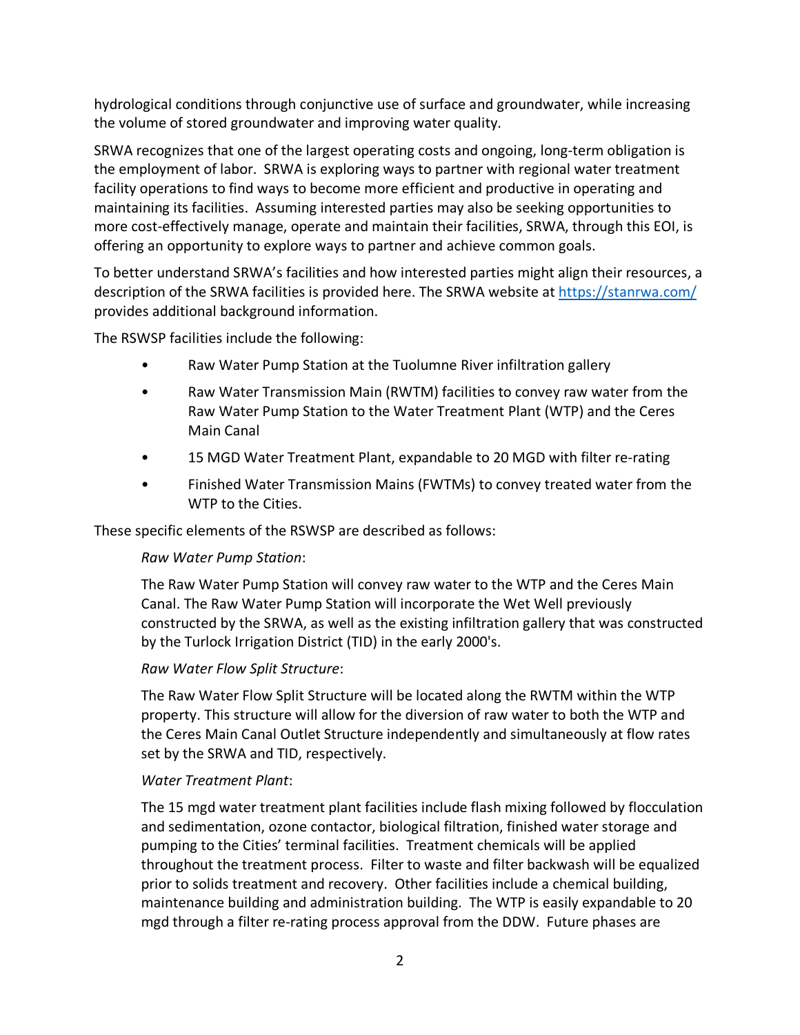hydrological conditions through conjunctive use of surface and groundwater, while increasing the volume of stored groundwater and improving water quality.

SRWA recognizes that one of the largest operating costs and ongoing, long-term obligation is the employment of labor. SRWA is exploring ways to partner with regional water treatment facility operations to find ways to become more efficient and productive in operating and maintaining its facilities. Assuming interested parties may also be seeking opportunities to more cost-effectively manage, operate and maintain their facilities, SRWA, through this EOI, is offering an opportunity to explore ways to partner and achieve common goals.

To better understand SRWA's facilities and how interested parties might align their resources, a description of the SRWA facilities is provided here. The SRWA website at https://stanrwa.com/ provides additional background information.

The RSWSP facilities include the following:

- Raw Water Pump Station at the Tuolumne River infiltration gallery
- Raw Water Transmission Main (RWTM) facilities to convey raw water from the Raw Water Pump Station to the Water Treatment Plant (WTP) and the Ceres Main Canal
- 15 MGD Water Treatment Plant, expandable to 20 MGD with filter re-rating
- Finished Water Transmission Mains (FWTMs) to convey treated water from the WTP to the Cities.

These specific elements of the RSWSP are described as follows:

*Raw Water Pump Station*:

The Raw Water Pump Station will convey raw water to the WTP and the Ceres Main Canal. The Raw Water Pump Station will incorporate the Wet Well previously constructed by the SRWA, as well as the existing infiltration gallery that was constructed by the Turlock Irrigation District (TID) in the early 2000's.

*Raw Water Flow Split Structure*:

The Raw Water Flow Split Structure will be located along the RWTM within the WTP property. This structure will allow for the diversion of raw water to both the WTP and the Ceres Main Canal Outlet Structure independently and simultaneously at flow rates set by the SRWA and TID, respectively.

*Water Treatment Plant*:

The 15 mgd water treatment plant facilities include flash mixing followed by flocculation and sedimentation, ozone contactor, biological filtration, finished water storage and pumping to the Cities' terminal facilities. Treatment chemicals will be applied throughout the treatment process. Filter to waste and filter backwash will be equalized prior to solids treatment and recovery. Other facilities include a chemical building, maintenance building and administration building. The WTP is easily expandable to 20 mgd through a filter re-rating process approval from the DDW. Future phases are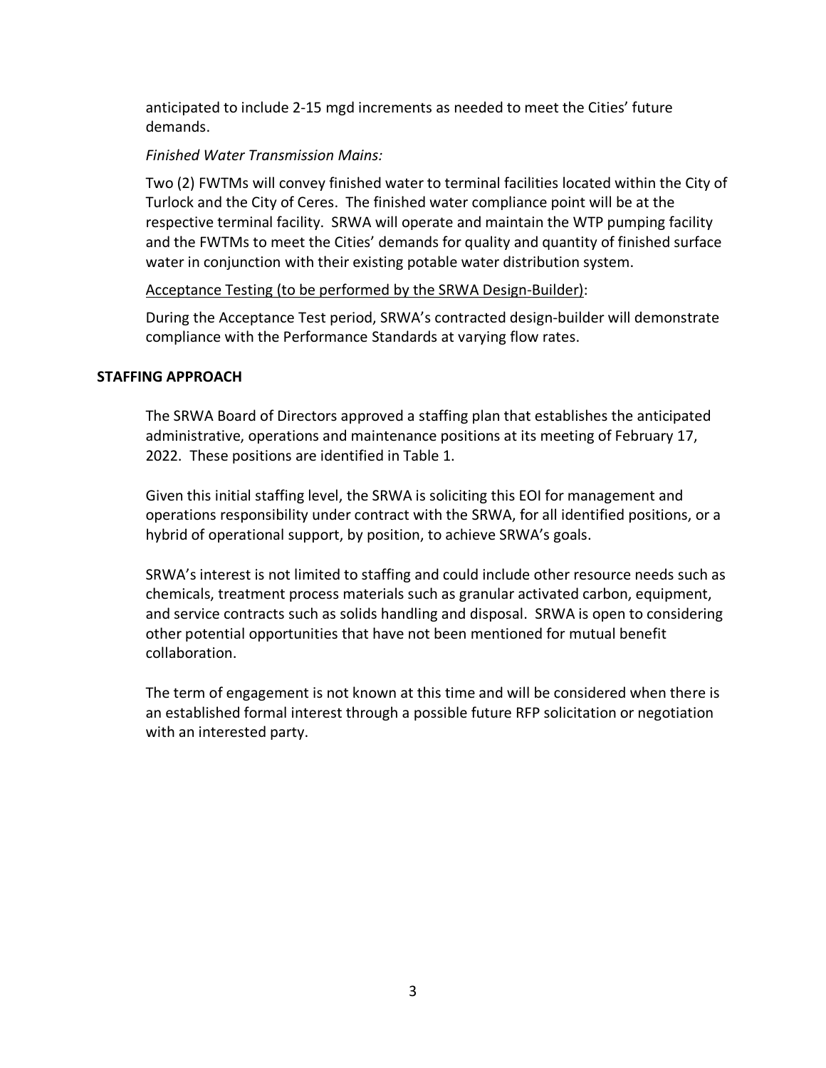anticipated to include 2-15 mgd increments as needed to meet the Cities' future demands.

*Finished Water Transmission Mains:*

Two (2) FWTMs will convey finished water to terminal facilities located within the City of Turlock and the City of Ceres. The finished water compliance point will be at the respective terminal facility. SRWA will operate and maintain the WTP pumping facility and the FWTMs to meet the Cities' demands for quality and quantity of finished surface water in conjunction with their existing potable water distribution system.

<u>Acceptance Testing (to be performed by the SRWA Design-Builder)</u>:

During the Acceptance Test period, SRWA's contracted design-builder will demonstrate compliance with the Performance Standards at varying flow rates.

**STAFFING APPROACH**

The SRWA Board of Directors approved a staffing plan that establishes the anticipated administrative, operations and maintenance positions at its meeting of February 17, 2022. These positions are identified in Table 1.

Given this initial staffing level, the SRWA is soliciting this EOI for management and operations responsibility under contract with the SRWA, for all identified positions, or a hybrid of operational support, by position, to achieve SRWA's goals.

SRWA's interest is not limited to staffing and could include other resource needs such as chemicals, treatment process materials such as granular activated carbon, equipment, and service contracts such as solids handling and disposal. SRWA is open to considering other potential opportunities that have not been mentioned for mutual benefit collaboration.

The term of engagement is not known at this time and will be considered when there is an established formal interest through a possible future RFP solicitation or negotiation with an interested party.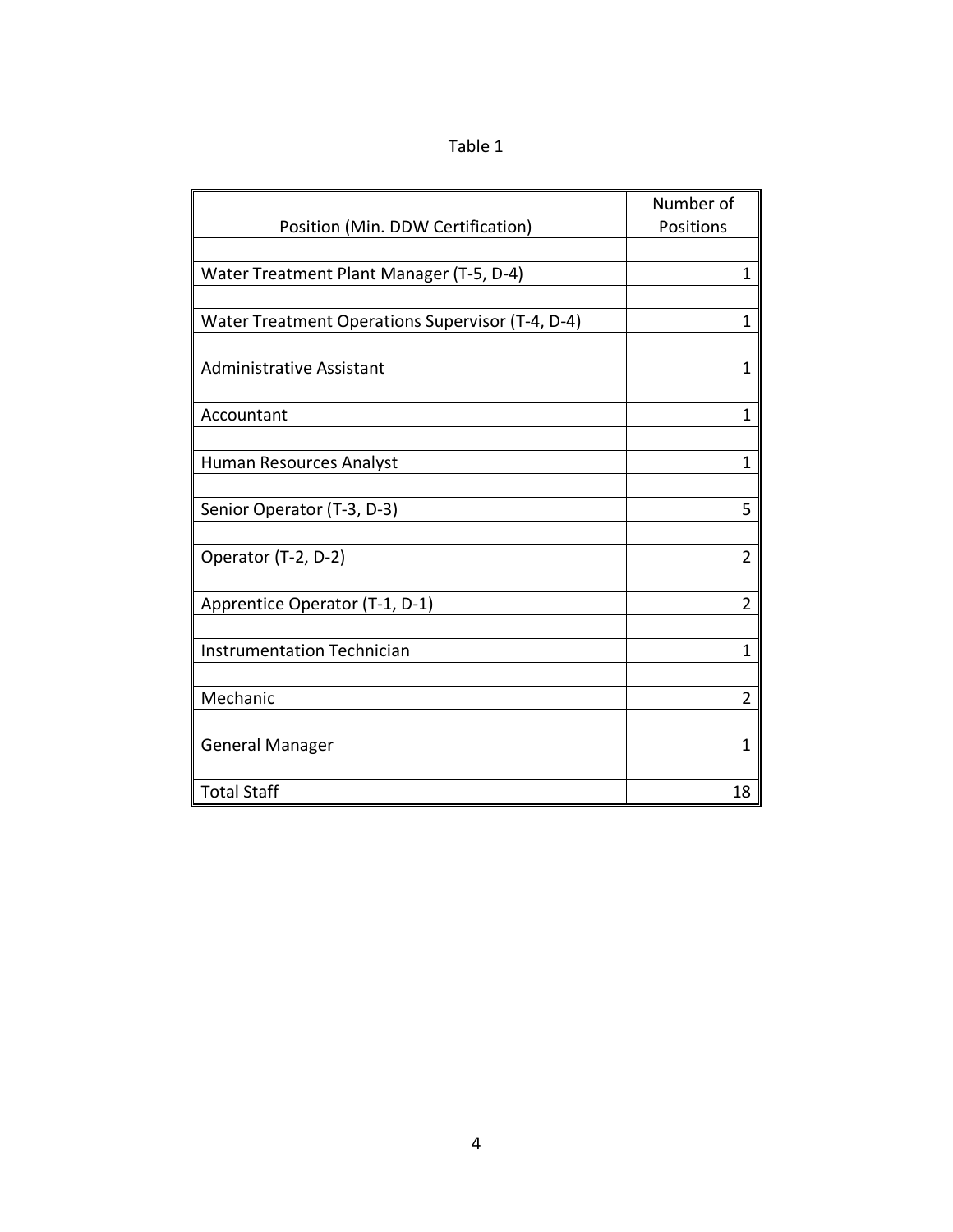Table 1

| Position (Min. DDW Certification) | Number of Positions |
|---|---|
| Water Treatment Plant Manager (T-5, D-4) | 1 |
| Water Treatment Operations Supervisor (T-4, D-4) | 1 |
| Administrative Assistant | 1 |
| Accountant | 1 |
| Human Resources Analyst | 1 |
| Senior Operator (T-3, D-3) | 5 |
| Operator (T-2, D-2) | 2 |
| Apprentice Operator (T-1, D-1) | 2 |
| Instrumentation Technician | 1 |
| Mechanic | 2 |
| General Manager | 1 |
| Total Staff | 18 |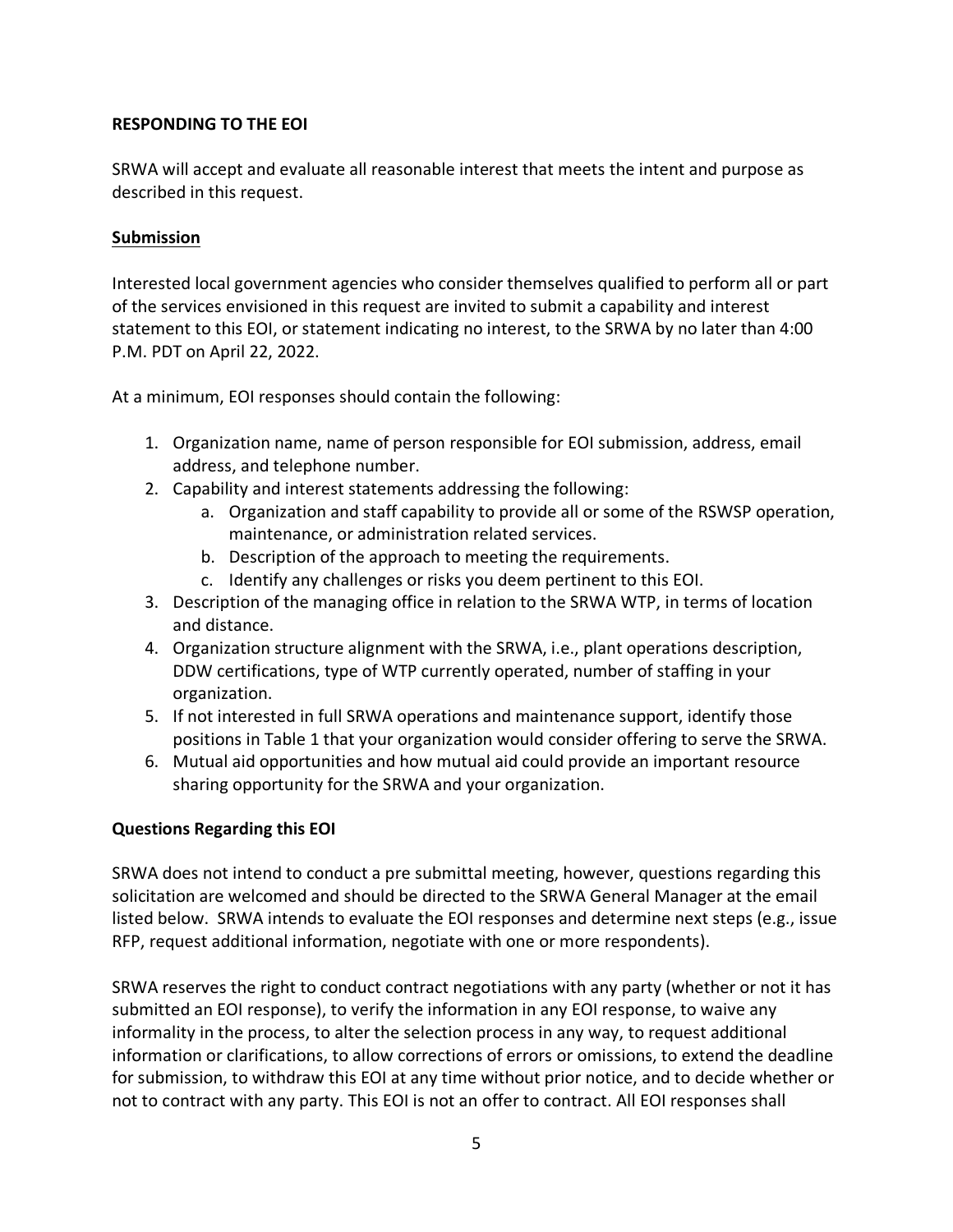**RESPONDING TO THE EOI**

SRWA will accept and evaluate all reasonable interest that meets the intent and purpose as described in this request.

**Submission**

Interested local government agencies who consider themselves qualified to perform all or part of the services envisioned in this request are invited to submit a capability and interest statement to this EOI, or statement indicating no interest, to the SRWA by no later than 4:00 P.M. PDT on April 22, 2022.

At a minimum, EOI responses should contain the following:

1. Organization name, name of person responsible for EOI submission, address, email address, and telephone number.
2. Capability and interest statements addressing the following:
    a. Organization and staff capability to provide all or some of the RSWSP operation, maintenance, or administration related services.
    b. Description of the approach to meeting the requirements.
    c. Identify any challenges or risks you deem pertinent to this EOI.
3. Description of the managing office in relation to the SRWA WTP, in terms of location and distance.
4. Organization structure alignment with the SRWA, i.e., plant operations description, DDW certifications, type of WTP currently operated, number of staffing in your organization.
5. If not interested in full SRWA operations and maintenance support, identify those positions in Table 1 that your organization would consider offering to serve the SRWA.
6. Mutual aid opportunities and how mutual aid could provide an important resource sharing opportunity for the SRWA and your organization.

**Questions Regarding this EOI**

SRWA does not intend to conduct a pre submittal meeting, however, questions regarding this solicitation are welcomed and should be directed to the SRWA General Manager at the email listed below. SRWA intends to evaluate the EOI responses and determine next steps (e.g., issue RFP, request additional information, negotiate with one or more respondents).

SRWA reserves the right to conduct contract negotiations with any party (whether or not it has submitted an EOI response), to verify the information in any EOI response, to waive any informality in the process, to alter the selection process in any way, to request additional information or clarifications, to allow corrections of errors or omissions, to extend the deadline for submission, to withdraw this EOI at any time without prior notice, and to decide whether or not to contract with any party. This EOI is not an offer to contract. All EOI responses shall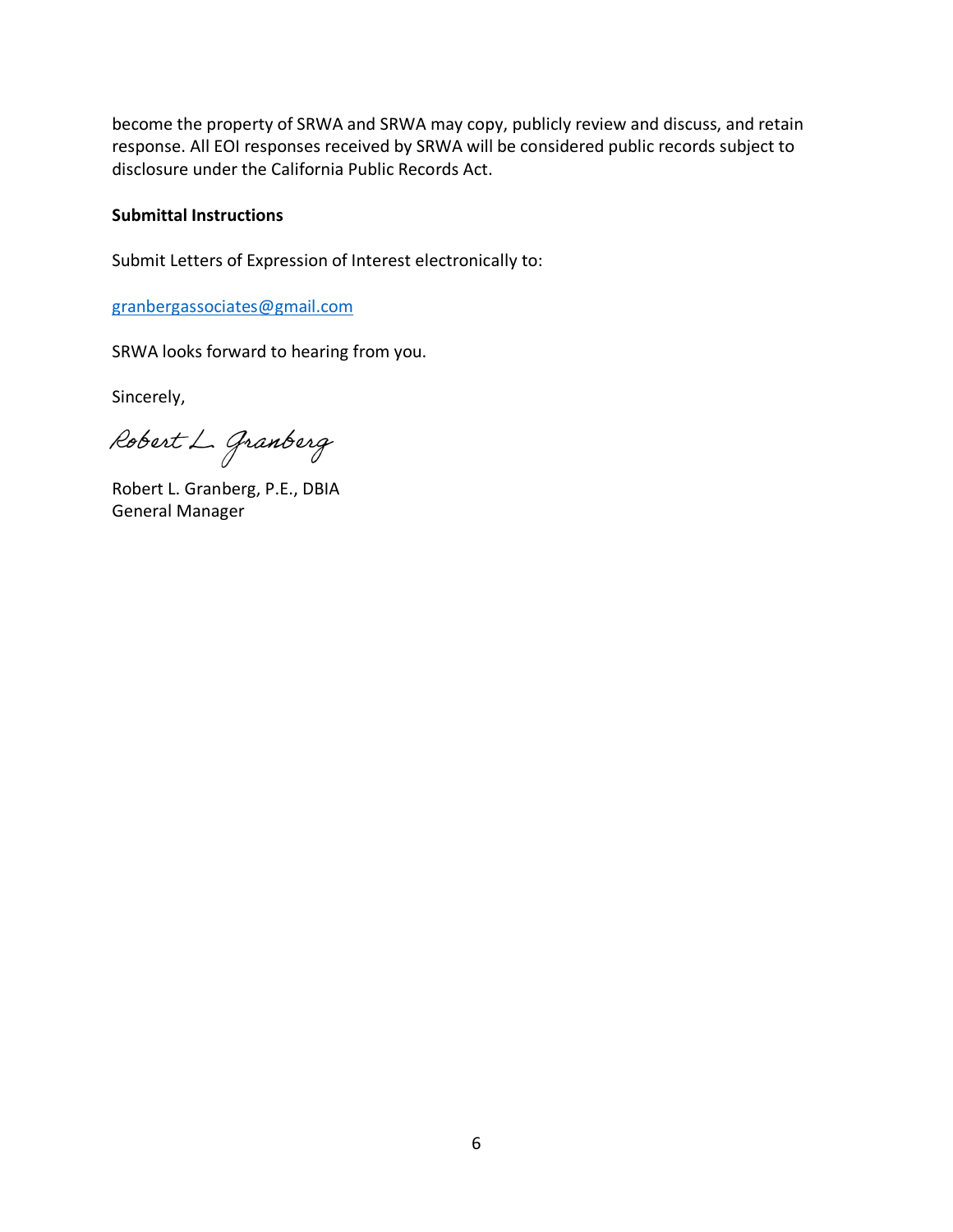become the property of SRWA and SRWA may copy, publicly review and discuss, and retain response. All EOI responses received by SRWA will be considered public records subject to disclosure under the California Public Records Act.

**Submittal Instructions**

Submit Letters of Expression of Interest electronically to:

granbergassociates@gmail.com

SRWA looks forward to hearing from you.

Sincerely,

Robert L. Granberg

Robert L. Granberg, P.E., DBIA
General Manager